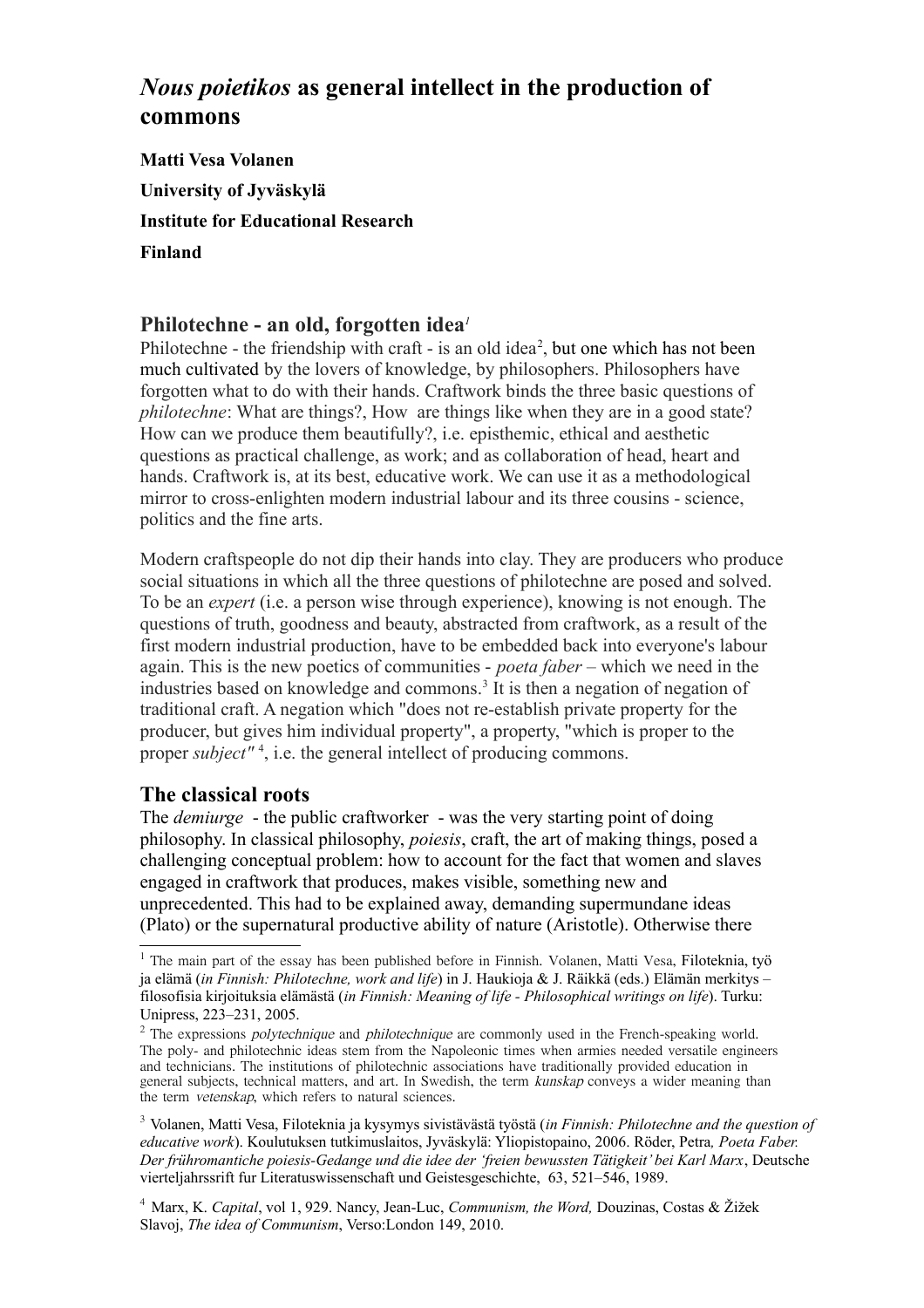# *Nous poietikos* as general intellect in the production of commons

**Matti Vesa Volanen**

**University of Jyväskylä**

**Institute for Educational Research**

**Finland**

## Philotechne - an old, forgotten idea[1]

Philotechne - the friendship with craft - is an old idea[2], but one which has not been much cultivated by the lovers of knowledge, by philosophers. Philosophers have forgotten what to do with their hands. Craftwork binds the three basic questions of *philotechne*: What are things?, How are things like when they are in a good state? How can we produce them beautifully?, i.e. epistemic, ethical and aesthetic questions as practical challenge, as work; and as collaboration of head, heart and hands. Craftwork is, at its best, educative work. We can use it as a methodological mirror to cross-enlighten modern industrial labour and its three cousins - science, politics and the fine arts.

Modern craftspeople do not dip their hands into clay. They are producers who produce social situations in which all the three questions of philotechne are posed and solved. To be an *expert* (i.e. a person wise through experience), knowing is not enough. The questions of truth, goodness and beauty, abstracted from craftwork, as a result of the first modern industrial production, have to be embedded back into everyone's labour again. This is the new poetics of communities - *poeta faber* – which we need in the industries based on knowledge and commons.[3] It is then a negation of negation of traditional craft. A negation which "does not re-establish private property for the producer, but gives him individual property", a property, "which is proper to the proper *subject"* [4], i.e. the general intellect of producing commons.

## The classical roots

The *demiurge* - the public craftworker - was the very starting point of doing philosophy. In classical philosophy, *poiesis*, craft, the art of making things, posed a challenging conceptual problem: how to account for the fact that women and slaves engaged in craftwork that produces, makes visible, something new and unprecedented. This had to be explained away, demanding supermundane ideas (Plato) or the supernatural productive ability of nature (Aristotle). Otherwise there

---

[1] The main part of the essay has been published before in Finnish. Volanen, Matti Vesa, Filoteknia, työ ja elämä (*in Finnish: Philotechne, work and life*) in J. Haukioja & J. Räikkä (eds.) Elämän merkitys – filosofisia kirjoituksia elämästä (*in Finnish: Meaning of life - Philosophical writings on life*). Turku: Unipress, 223–231, 2005.

[2] The expressions *polytechnique* and *philotechnique* are commonly used in the French-speaking world. The poly- and philotechnic ideas stem from the Napoleonic times when armies needed versatile engineers and technicians. The institutions of philotechnic associations have traditionally provided education in general subjects, technical matters, and art. In Swedish, the term *kunskap* conveys a wider meaning than the term *vetenskap*, which refers to natural sciences.

[3] Volanen, Matti Vesa, Filoteknia ja kysymys sivistävästä työstä (*in Finnish: Philotechne and the question of educative work*). Koulutuksen tutkimuslaitos, Jyväskylä: Yliopistopaino, 2006. Röder, Petra, *Poeta Faber. Der frühromantiche poiesis-Gedange und die idee der 'freien bewussten Tätigkeit' bei Karl Marx*, Deutsche vierteljahrssrift fur Literatuswissenschaft und Geistesgeschichte, 63, 521–546, 1989.

[4] Marx, K. *Capital*, vol 1, 929. Nancy, Jean-Luc, *Communism, the Word,* Douzinas, Costas & Žižek Slavoj, *The idea of Communism*, Verso:London 149, 2010.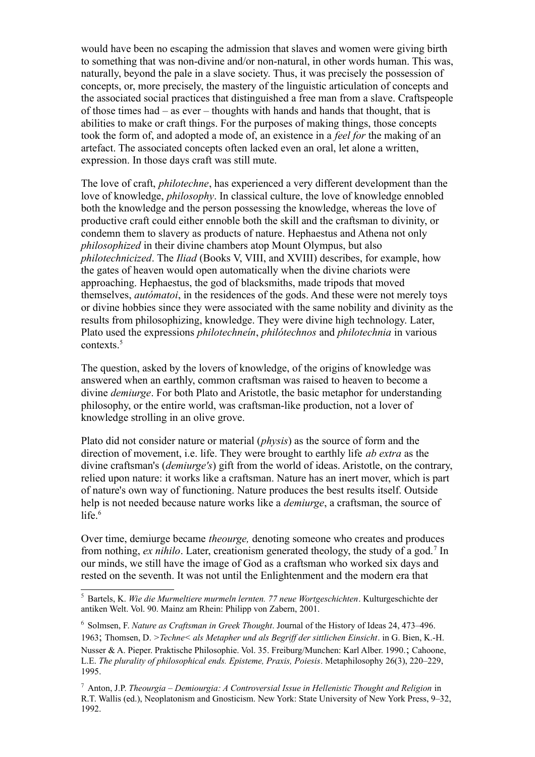would have been no escaping the admission that slaves and women were giving birth to something that was non-divine and/or non-natural, in other words human. This was, naturally, beyond the pale in a slave society. Thus, it was precisely the possession of concepts, or, more precisely, the mastery of the linguistic articulation of concepts and the associated social practices that distinguished a free man from a slave. Craftspeople of those times had – as ever – thoughts with hands and hands that thought, that is abilities to make or craft things. For the purposes of making things, those concepts took the form of, and adopted a mode of, an existence in a *feel for* the making of an artefact. The associated concepts often lacked even an oral, let alone a written, expression. In those days craft was still mute.

The love of craft, *philotechne*, has experienced a very different development than the love of knowledge, *philosophy*. In classical culture, the love of knowledge ennobled both the knowledge and the person possessing the knowledge, whereas the love of productive craft could either ennoble both the skill and the craftsman to divinity, or condemn them to slavery as products of nature. Hephaestus and Athena not only *philosophized* in their divine chambers atop Mount Olympus, but also *philotechnicized*. The *Iliad* (Books V, VIII, and XVIII) describes, for example, how the gates of heaven would open automatically when the divine chariots were approaching. Hephaestus, the god of blacksmiths, made tripods that moved themselves, *autómatoi*, in the residences of the gods. And these were not merely toys or divine hobbies since they were associated with the same nobility and divinity as the results from philosophizing, knowledge. They were divine high technology. Later, Plato used the expressions *philotechneín*, *philótechnos* and *philotechnia* in various contexts.[5]

The question, asked by the lovers of knowledge, of the origins of knowledge was answered when an earthly, common craftsman was raised to heaven to become a divine *demiurge*. For both Plato and Aristotle, the basic metaphor for understanding philosophy, or the entire world, was craftsman-like production, not a lover of knowledge strolling in an olive grove.

Plato did not consider nature or material (*physis*) as the source of form and the direction of movement, i.e. life. They were brought to earthly life *ab extra* as the divine craftsman's (*demiurge's*) gift from the world of ideas. Aristotle, on the contrary, relied upon nature: it works like a craftsman. Nature has an inert mover, which is part of nature's own way of functioning. Nature produces the best results itself. Outside help is not needed because nature works like a *demiurge*, a craftsman, the source of life.[6]

Over time, demiurge became *theourge,* denoting someone who creates and produces from nothing, *ex nihilo*. Later, creationism generated theology, the study of a god.[7] In our minds, we still have the image of God as a craftsman who worked six days and rested on the seventh. It was not until the Enlightenment and the modern era that

---

[5] Bartels, K. *Wie die Murmeltiere murmeln lernten. 77 neue Wortgeschichten*. Kulturgeschichte der antiken Welt. Vol. 90. Mainz am Rhein: Philipp von Zabern, 2001.

[6] Solmsen, F. *Nature as Craftsman in Greek Thought*. Journal of the History of Ideas 24, 473–496. 1963; Thomsen, D. *>Techne< als Metapher und als Begriff der sittlichen Einsicht*. in G. Bien, K.-H. Nusser & A. Pieper. Praktische Philosophie. Vol. 35. Freiburg/Munchen: Karl Alber. 1990.; Cahoone, L.E. *The plurality of philosophical ends. Episteme, Praxis, Poiesis*. Metaphilosophy 26(3), 220–229, 1995.

[7] Anton, J.P. *Theourgia – Demiourgia: A Controversial Issue in Hellenistic Thought and Religion* in R.T. Wallis (ed.), Neoplatonism and Gnosticism. New York: State University of New York Press, 9–32, 1992.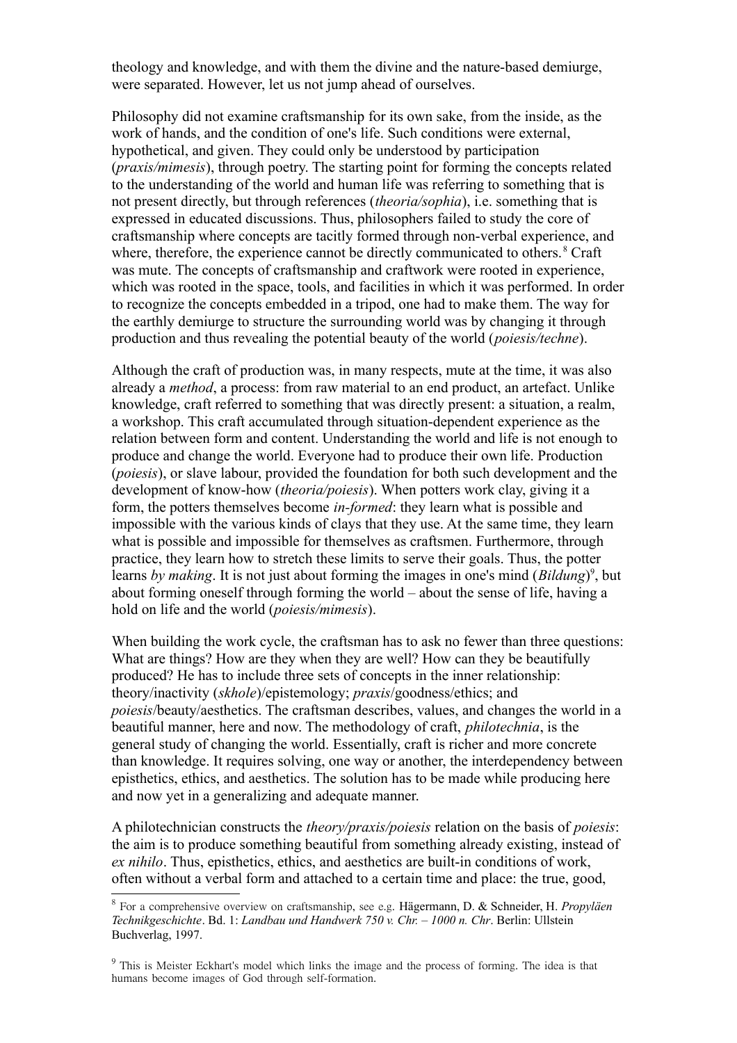theology and knowledge, and with them the divine and the nature-based demiurge, were separated. However, let us not jump ahead of ourselves.

Philosophy did not examine craftsmanship for its own sake, from the inside, as the work of hands, and the condition of one's life. Such conditions were external, hypothetical, and given. They could only be understood by participation (*praxis/mimesis*), through poetry. The starting point for forming the concepts related to the understanding of the world and human life was referring to something that is not present directly, but through references (*theoria/sophia*), i.e. something that is expressed in educated discussions. Thus, philosophers failed to study the core of craftsmanship where concepts are tacitly formed through non-verbal experience, and where, therefore, the experience cannot be directly communicated to others.[8] Craft was mute. The concepts of craftsmanship and craftwork were rooted in experience, which was rooted in the space, tools, and facilities in which it was performed. In order to recognize the concepts embedded in a tripod, one had to make them. The way for the earthly demiurge to structure the surrounding world was by changing it through production and thus revealing the potential beauty of the world (*poiesis/techne*).

Although the craft of production was, in many respects, mute at the time, it was also already a *method*, a process: from raw material to an end product, an artefact. Unlike knowledge, craft referred to something that was directly present: a situation, a realm, a workshop. This craft accumulated through situation-dependent experience as the relation between form and content. Understanding the world and life is not enough to produce and change the world. Everyone had to produce their own life. Production (*poiesis*), or slave labour, provided the foundation for both such development and the development of know-how (*theoria/poiesis*). When potters work clay, giving it a form, the potters themselves become *in-formed*: they learn what is possible and impossible with the various kinds of clays that they use. At the same time, they learn what is possible and impossible for themselves as craftsmen. Furthermore, through practice, they learn how to stretch these limits to serve their goals. Thus, the potter learns *by making*. It is not just about forming the images in one's mind (*Bildung*)[9], but about forming oneself through forming the world – about the sense of life, having a hold on life and the world (*poiesis/mimesis*).

When building the work cycle, the craftsman has to ask no fewer than three questions: What are things? How are they when they are well? How can they be beautifully produced? He has to include three sets of concepts in the inner relationship: theory/inactivity (*skhole*)/epistemology; *praxis*/goodness/ethics; and *poiesis*/beauty/aesthetics. The craftsman describes, values, and changes the world in a beautiful manner, here and now. The methodology of craft, *philotechnia*, is the general study of changing the world. Essentially, craft is richer and more concrete than knowledge. It requires solving, one way or another, the interdependency between episthetics, ethics, and aesthetics. The solution has to be made while producing here and now yet in a generalizing and adequate manner.

A philotechnician constructs the *theory/praxis/poiesis* relation on the basis of *poiesis*: the aim is to produce something beautiful from something already existing, instead of *ex nihilo*. Thus, episthetics, ethics, and aesthetics are built-in conditions of work, often without a verbal form and attached to a certain time and place: the true, good,

---

[8] For a comprehensive overview on craftsmanship, see e.g. Hägermann, D. & Schneider, H. *Propyläen Technikgeschichte*. Bd. 1: *Landbau und Handwerk 750 v. Chr. – 1000 n. Chr*. Berlin: Ullstein Buchverlag, 1997.

[9] This is Meister Eckhart's model which links the image and the process of forming. The idea is that humans become images of God through self-formation.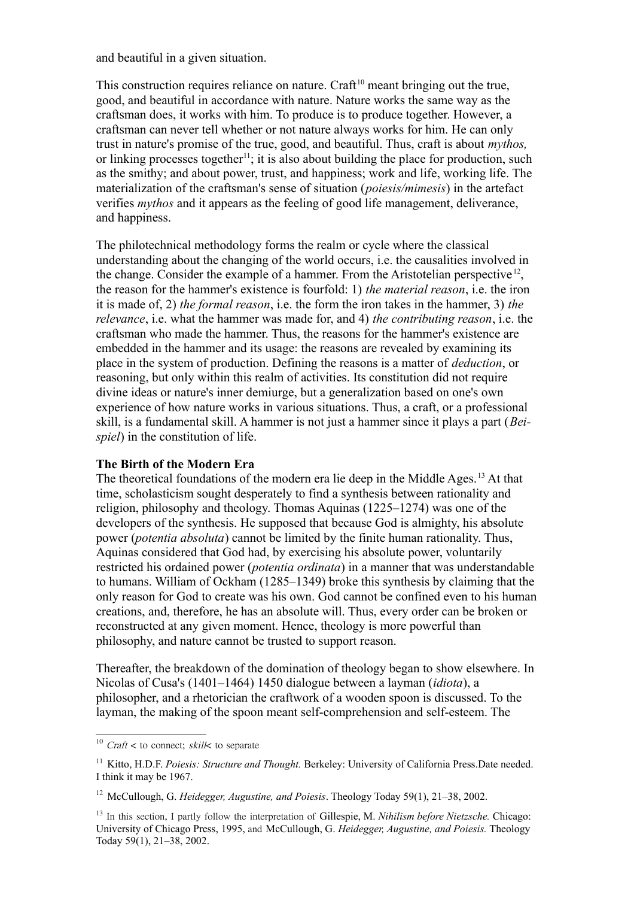and beautiful in a given situation.

This construction requires reliance on nature. Craft[10] meant bringing out the true, good, and beautiful in accordance with nature. Nature works the same way as the craftsman does, it works with him. To produce is to produce together. However, a craftsman can never tell whether or not nature always works for him. He can only trust in nature's promise of the true, good, and beautiful. Thus, craft is about *mythos,* or linking processes together[11]; it is also about building the place for production, such as the smithy; and about power, trust, and happiness; work and life, working life. The materialization of the craftsman's sense of situation (*poiesis/mimesis*) in the artefact verifies *mythos* and it appears as the feeling of good life management, deliverance, and happiness.

The philotechnical methodology forms the realm or cycle where the classical understanding about the changing of the world occurs, i.e. the causalities involved in the change. Consider the example of a hammer. From the Aristotelian perspective[12], the reason for the hammer's existence is fourfold: 1) *the material reason*, i.e. the iron it is made of, 2) *the formal reason*, i.e. the form the iron takes in the hammer, 3) *the relevance*, i.e. what the hammer was made for, and 4) *the contributing reason*, i.e. the craftsman who made the hammer. Thus, the reasons for the hammer's existence are embedded in the hammer and its usage: the reasons are revealed by examining its place in the system of production. Defining the reasons is a matter of *deduction*, or reasoning, but only within this realm of activities. Its constitution did not require divine ideas or nature's inner demiurge, but a generalization based on one's own experience of how nature works in various situations. Thus, a craft, or a professional skill, is a fundamental skill. A hammer is not just a hammer since it plays a part (*Bei-spiel*) in the constitution of life.

**The Birth of the Modern Era**

The theoretical foundations of the modern era lie deep in the Middle Ages.[13] At that time, scholasticism sought desperately to find a synthesis between rationality and religion, philosophy and theology. Thomas Aquinas (1225–1274) was one of the developers of the synthesis. He supposed that because God is almighty, his absolute power (*potentia absoluta*) cannot be limited by the finite human rationality. Thus, Aquinas considered that God had, by exercising his absolute power, voluntarily restricted his ordained power (*potentia ordinata*) in a manner that was understandable to humans. William of Ockham (1285–1349) broke this synthesis by claiming that the only reason for God to create was his own. God cannot be confined even to his human creations, and, therefore, he has an absolute will. Thus, every order can be broken or reconstructed at any given moment. Hence, theology is more powerful than philosophy, and nature cannot be trusted to support reason.

Thereafter, the breakdown of the domination of theology began to show elsewhere. In Nicolas of Cusa's (1401–1464) 1450 dialogue between a layman (*idiota*), a philosopher, and a rhetorician the craftwork of a wooden spoon is discussed. To the layman, the making of the spoon meant self-comprehension and self-esteem. The

---

[10] *Craft* < to connect; *skill*< to separate

[11] Kitto, H.D.F. *Poiesis: Structure and Thought.* Berkeley: University of California Press.Date needed. I think it may be 1967.

[12] McCullough, G. *Heidegger, Augustine, and Poiesis*. Theology Today 59(1), 21–38, 2002.

[13] In this section, I partly follow the interpretation of Gillespie, M. *Nihilism before Nietzsche.* Chicago: University of Chicago Press, 1995, and McCullough, G. *Heidegger, Augustine, and Poiesis.* Theology Today 59(1), 21–38, 2002.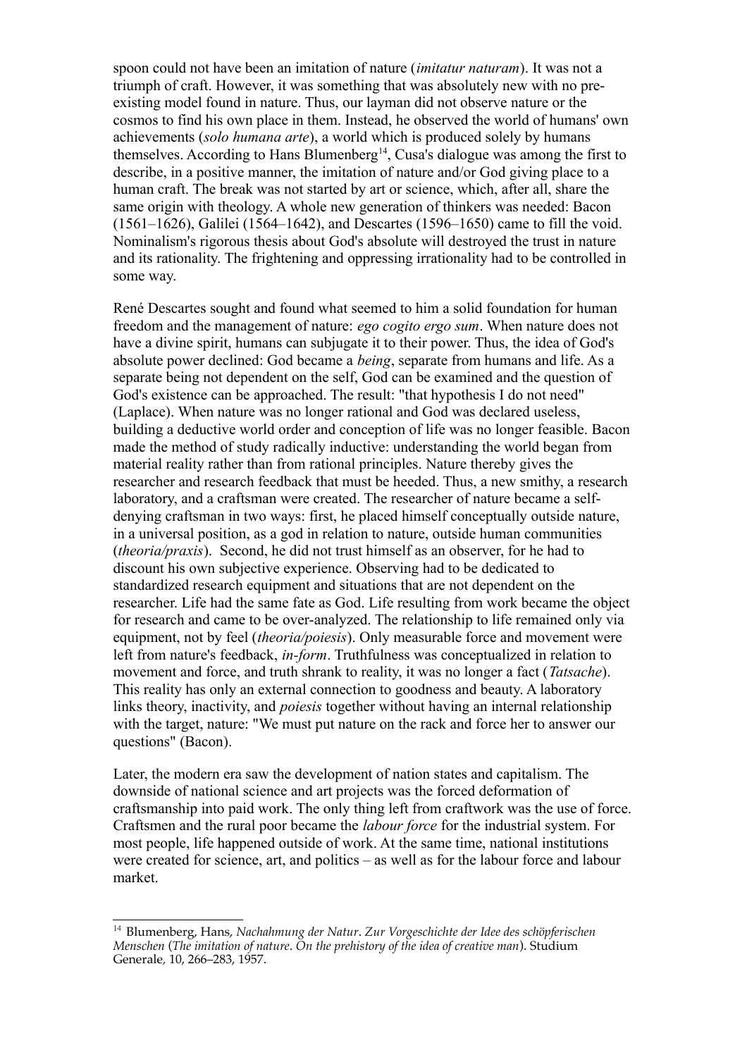spoon could not have been an imitation of nature (*imitatur naturam*). It was not a triumph of craft. However, it was something that was absolutely new with no pre-existing model found in nature. Thus, our layman did not observe nature or the cosmos to find his own place in them. Instead, he observed the world of humans' own achievements (*solo humana arte*), a world which is produced solely by humans themselves. According to Hans Blumenberg[14], Cusa's dialogue was among the first to describe, in a positive manner, the imitation of nature and/or God giving place to a human craft. The break was not started by art or science, which, after all, share the same origin with theology. A whole new generation of thinkers was needed: Bacon (1561–1626), Galilei (1564–1642), and Descartes (1596–1650) came to fill the void. Nominalism's rigorous thesis about God's absolute will destroyed the trust in nature and its rationality. The frightening and oppressing irrationality had to be controlled in some way.

René Descartes sought and found what seemed to him a solid foundation for human freedom and the management of nature: *ego cogito ergo sum*. When nature does not have a divine spirit, humans can subjugate it to their power. Thus, the idea of God's absolute power declined: God became a *being*, separate from humans and life. As a separate being not dependent on the self, God can be examined and the question of God's existence can be approached. The result: "that hypothesis I do not need" (Laplace). When nature was no longer rational and God was declared useless, building a deductive world order and conception of life was no longer feasible. Bacon made the method of study radically inductive: understanding the world began from material reality rather than from rational principles. Nature thereby gives the researcher and research feedback that must be heeded. Thus, a new smithy, a research laboratory, and a craftsman were created. The researcher of nature became a self-denying craftsman in two ways: first, he placed himself conceptually outside nature, in a universal position, as a god in relation to nature, outside human communities (*theoria/praxis*). Second, he did not trust himself as an observer, for he had to discount his own subjective experience. Observing had to be dedicated to standardized research equipment and situations that are not dependent on the researcher. Life had the same fate as God. Life resulting from work became the object for research and came to be over-analyzed. The relationship to life remained only via equipment, not by feel (*theoria/poiesis*). Only measurable force and movement were left from nature's feedback, *in-form*. Truthfulness was conceptualized in relation to movement and force, and truth shrank to reality, it was no longer a fact (*Tatsache*). This reality has only an external connection to goodness and beauty. A laboratory links theory, inactivity, and *poiesis* together without having an internal relationship with the target, nature: "We must put nature on the rack and force her to answer our questions" (Bacon).

Later, the modern era saw the development of nation states and capitalism. The downside of national science and art projects was the forced deformation of craftsmanship into paid work. The only thing left from craftwork was the use of force. Craftsmen and the rural poor became the *labour force* for the industrial system. For most people, life happened outside of work. At the same time, national institutions were created for science, art, and politics – as well as for the labour force and labour market.

[14] Blumenberg, Hans, *Nachahmung der Natur. Zur Vorgeschichte der Idee des schöpferischen Menschen* (*The imitation of nature. On the prehistory of the idea of creative man*). Studium Generale, 10, 266–283, 1957.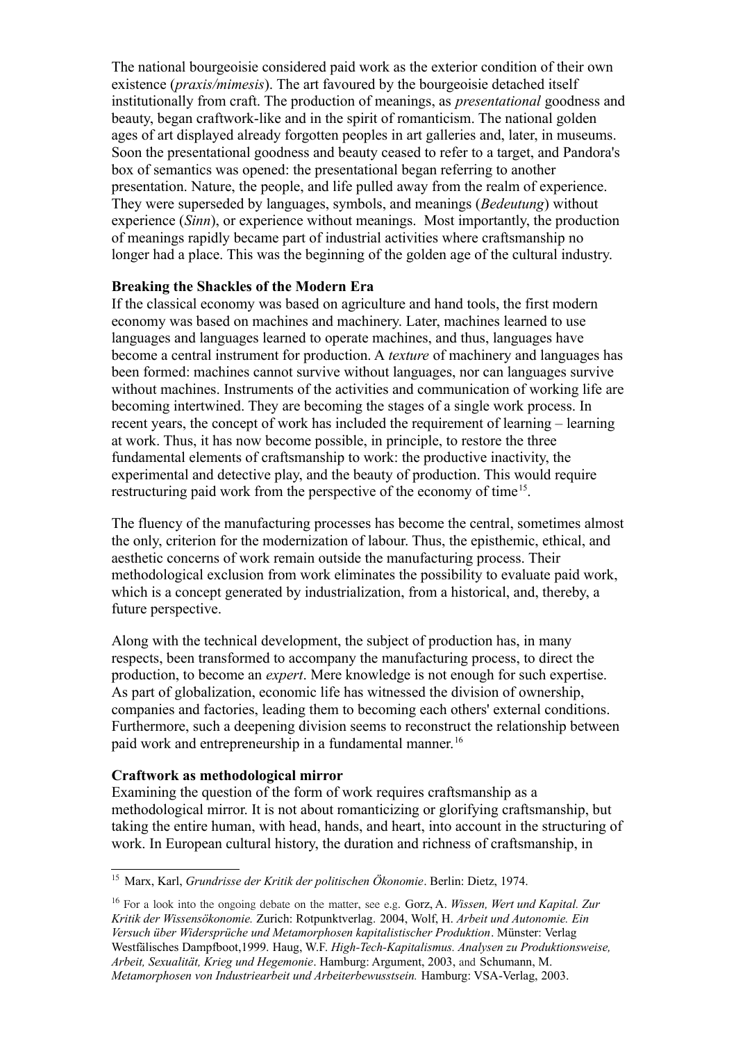The national bourgeoisie considered paid work as the exterior condition of their own existence (*praxis/mimesis*). The art favoured by the bourgeoisie detached itself institutionally from craft. The production of meanings, as *presentational* goodness and beauty, began craftwork-like and in the spirit of romanticism. The national golden ages of art displayed already forgotten peoples in art galleries and, later, in museums. Soon the presentational goodness and beauty ceased to refer to a target, and Pandora's box of semantics was opened: the presentational began referring to another presentation. Nature, the people, and life pulled away from the realm of experience. They were superseded by languages, symbols, and meanings (*Bedeutung*) without experience (*Sinn*), or experience without meanings. Most importantly, the production of meanings rapidly became part of industrial activities where craftsmanship no longer had a place. This was the beginning of the golden age of the cultural industry.

**Breaking the Shackles of the Modern Era**

If the classical economy was based on agriculture and hand tools, the first modern economy was based on machines and machinery. Later, machines learned to use languages and languages learned to operate machines, and thus, languages have become a central instrument for production. A *texture* of machinery and languages has been formed: machines cannot survive without languages, nor can languages survive without machines. Instruments of the activities and communication of working life are becoming intertwined. They are becoming the stages of a single work process. In recent years, the concept of work has included the requirement of learning – learning at work. Thus, it has now become possible, in principle, to restore the three fundamental elements of craftsmanship to work: the productive inactivity, the experimental and detective play, and the beauty of production. This would require restructuring paid work from the perspective of the economy of time[15].

The fluency of the manufacturing processes has become the central, sometimes almost the only, criterion for the modernization of labour. Thus, the episthemic, ethical, and aesthetic concerns of work remain outside the manufacturing process. Their methodological exclusion from work eliminates the possibility to evaluate paid work, which is a concept generated by industrialization, from a historical, and, thereby, a future perspective.

Along with the technical development, the subject of production has, in many respects, been transformed to accompany the manufacturing process, to direct the production, to become an *expert*. Mere knowledge is not enough for such expertise. As part of globalization, economic life has witnessed the division of ownership, companies and factories, leading them to becoming each others' external conditions. Furthermore, such a deepening division seems to reconstruct the relationship between paid work and entrepreneurship in a fundamental manner.[16]

**Craftwork as methodological mirror**

Examining the question of the form of work requires craftsmanship as a methodological mirror. It is not about romanticizing or glorifying craftsmanship, but taking the entire human, with head, hands, and heart, into account in the structuring of work. In European cultural history, the duration and richness of craftsmanship, in

[15] Marx, Karl, *Grundrisse der Kritik der politischen Ökonomie*. Berlin: Dietz, 1974.

[16] For a look into the ongoing debate on the matter, see e.g. Gorz, A. *Wissen, Wert und Kapital. Zur Kritik der Wissensökonomie.* Zurich: Rotpunktverlag. 2004, Wolf, H. *Arbeit und Autonomie. Ein Versuch über Widersprüche und Metamorphosen kapitalistischer Produktion*. Münster: Verlag Westfälisches Dampfboot,1999. Haug, W.F. *High-Tech-Kapitalismus. Analysen zu Produktionsweise, Arbeit, Sexualität, Krieg und Hegemonie*. Hamburg: Argument, 2003, and Schumann, M. *Metamorphosen von Industriearbeit und Arbeiterbewusstsein.* Hamburg: VSA-Verlag, 2003.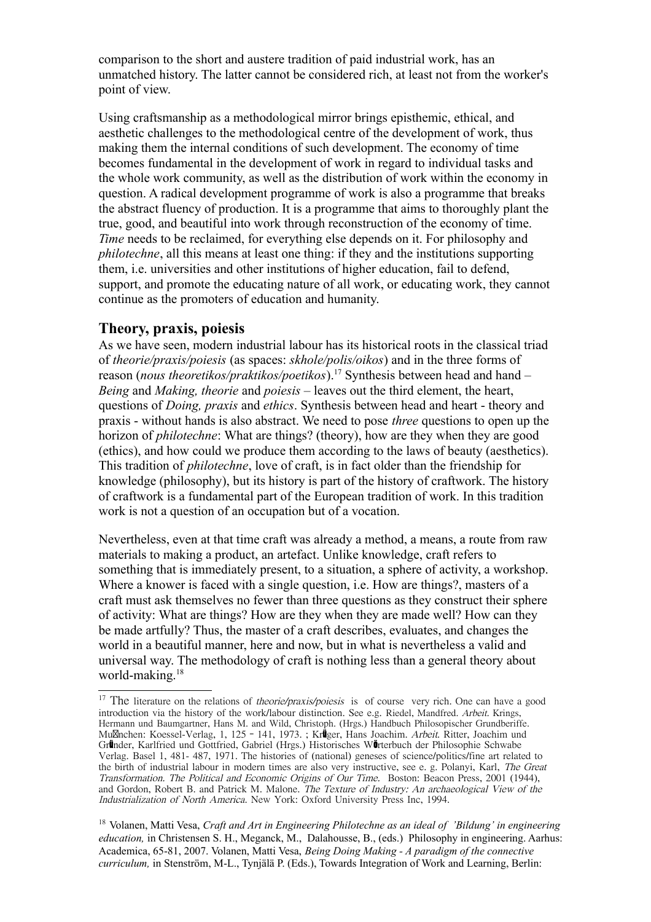comparison to the short and austere tradition of paid industrial work, has an unmatched history. The latter cannot be considered rich, at least not from the worker's point of view.

Using craftsmanship as a methodological mirror brings episthemic, ethical, and aesthetic challenges to the methodological centre of the development of work, thus making them the internal conditions of such development. The economy of time becomes fundamental in the development of work in regard to individual tasks and the whole work community, as well as the distribution of work within the economy in question. A radical development programme of work is also a programme that breaks the abstract fluency of production. It is a programme that aims to thoroughly plant the true, good, and beautiful into work through reconstruction of the economy of time. *Time* needs to be reclaimed, for everything else depends on it. For philosophy and *philotechne*, all this means at least one thing: if they and the institutions supporting them, i.e. universities and other institutions of higher education, fail to defend, support, and promote the educating nature of all work, or educating work, they cannot continue as the promoters of education and humanity.

## Theory, praxis, poiesis

As we have seen, modern industrial labour has its historical roots in the classical triad of *theorie/praxis/poiesis* (as spaces: *skhole/polis/oikos*) and in the three forms of reason (*nous theoretikos/praktikos/poetikos*).[17] Synthesis between head and hand – *Being* and *Making, theorie* and *poiesis* – leaves out the third element, the heart, questions of *Doing, praxis* and *ethics*. Synthesis between head and heart - theory and praxis - without hands is also abstract. We need to pose *three* questions to open up the horizon of *philotechne*: What are things? (theory), how are they when they are good (ethics), and how could we produce them according to the laws of beauty (aesthetics). This tradition of *philotechne*, love of craft, is in fact older than the friendship for knowledge (philosophy), but its history is part of the history of craftwork. The history of craftwork is a fundamental part of the European tradition of work. In this tradition work is not a question of an occupation but of a vocation.

Nevertheless, even at that time craft was already a method, a means, a route from raw materials to making a product, an artefact. Unlike knowledge, craft refers to something that is immediately present, to a situation, a sphere of activity, a workshop. Where a knower is faced with a single question, i.e. How are things?, masters of a craft must ask themselves no fewer than three questions as they construct their sphere of activity: What are things? How are they when they are made well? How can they be made artfully? Thus, the master of a craft describes, evaluates, and changes the world in a beautiful manner, here and now, but in what is nevertheless a valid and universal way. The methodology of craft is nothing less than a general theory about world-making.[18]

---

[17] The literature on the relations of *theorie/praxis/poiesis* is of course very rich. One can have a good introduction via the history of the work/labour distinction. See e.g. Riedel, Mandfred. *Arbeit*. Krings, Hermann und Baumgartner, Hans M. and Wild, Christoph. (Hrgs.) Handbuch Philosopischer Grundberiffe. München: Koessel-Verlag, 1, 125 - 141, 1973. ; Krüger, Hans Joachim. *Arbeit*. Ritter, Joachim und Gründer, Karlfried und Gottfried, Gabriel (Hrgs.) Historisches Wörterbuch der Philosophie Schwabe Verlag. Basel 1, 481- 487, 1971. The histories of (national) geneses of science/politics/fine art related to the birth of industrial labour in modern times are also very instructive, see e. g. Polanyi, Karl, *The Great Transformation. The Political and Economic Origins of Our Time*. Boston: Beacon Press, 2001 (1944), and Gordon, Robert B. and Patrick M. Malone. *The Texture of Industry: An archaeological View of the Industrialization of North America*. New York: Oxford University Press Inc, 1994.

[18] Volanen, Matti Vesa, *Craft and Art in Engineering Philotechne as an ideal of 'Bildung' in engineering education,* in Christensen S. H., Meganck, M., Dalahousse, B., (eds.) Philosophy in engineering. Aarhus: Academica, 65-81, 2007. Volanen, Matti Vesa, *Being Doing Making - A paradigm of the connective curriculum,* in Stenström, M-L., Tynjälä P. (Eds.), Towards Integration of Work and Learning, Berlin: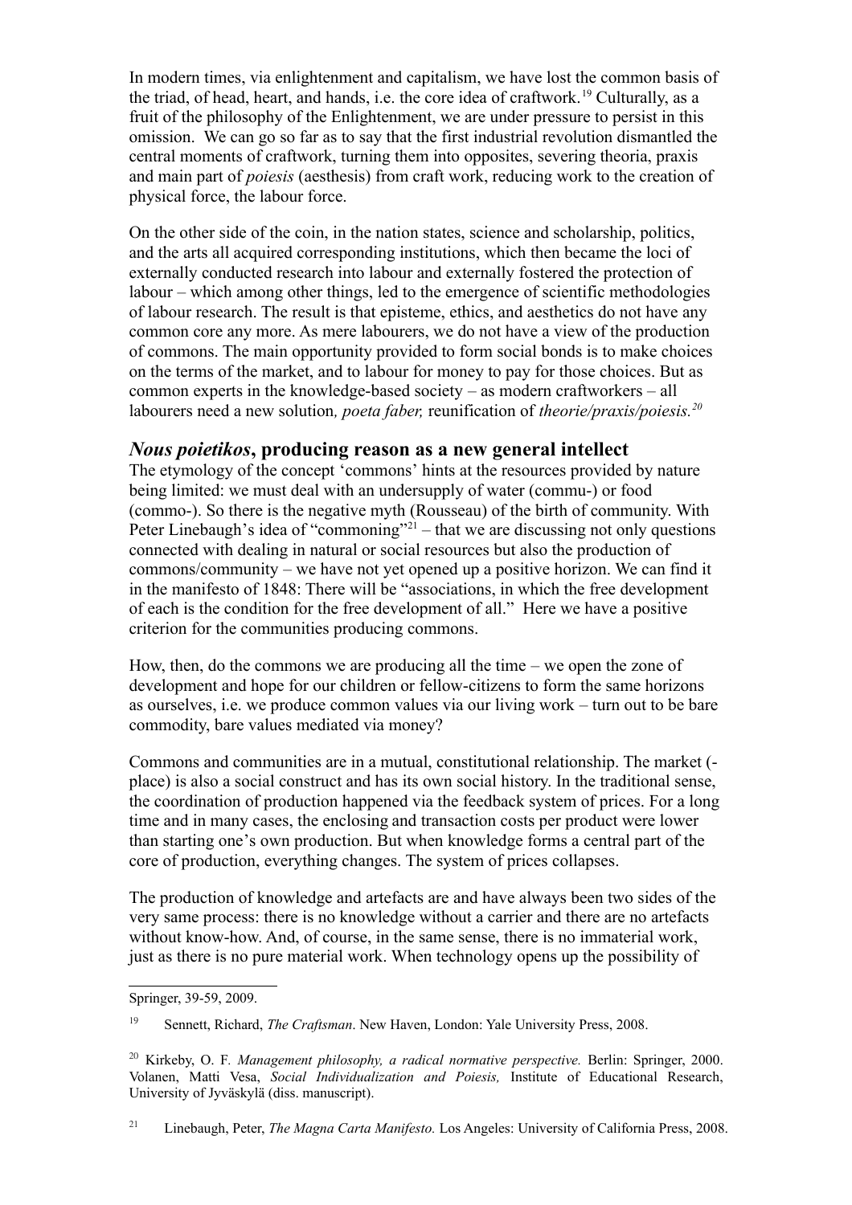In modern times, via enlightenment and capitalism, we have lost the common basis of the triad, of head, heart, and hands, i.e. the core idea of craftwork.[19] Culturally, as a fruit of the philosophy of the Enlightenment, we are under pressure to persist in this omission. We can go so far as to say that the first industrial revolution dismantled the central moments of craftwork, turning them into opposites, severing theoria, praxis and main part of *poiesis* (aesthesis) from craft work, reducing work to the creation of physical force, the labour force.

On the other side of the coin, in the nation states, science and scholarship, politics, and the arts all acquired corresponding institutions, which then became the loci of externally conducted research into labour and externally fostered the protection of labour – which among other things, led to the emergence of scientific methodologies of labour research. The result is that episteme, ethics, and aesthetics do not have any common core any more. As mere labourers, we do not have a view of the production of commons. The main opportunity provided to form social bonds is to make choices on the terms of the market, and to labour for money to pay for those choices. But as common experts in the knowledge-based society – as modern craftworkers – all labourers need a new solution*, poeta faber,* reunification of *theorie/praxis/poiesis.*[20]

## *Nous poietikos*, producing reason as a new general intellect

The etymology of the concept 'commons' hints at the resources provided by nature being limited: we must deal with an undersupply of water (commu-) or food (commo-). So there is the negative myth (Rousseau) of the birth of community. With Peter Linebaugh's idea of "commoning"[21] – that we are discussing not only questions connected with dealing in natural or social resources but also the production of commons/community – we have not yet opened up a positive horizon. We can find it in the manifesto of 1848: There will be "associations, in which the free development of each is the condition for the free development of all." Here we have a positive criterion for the communities producing commons.

How, then, do the commons we are producing all the time – we open the zone of development and hope for our children or fellow-citizens to form the same horizons as ourselves, i.e. we produce common values via our living work – turn out to be bare commodity, bare values mediated via money?

Commons and communities are in a mutual, constitutional relationship. The market (-place) is also a social construct and has its own social history. In the traditional sense, the coordination of production happened via the feedback system of prices. For a long time and in many cases, the enclosing and transaction costs per product were lower than starting one's own production. But when knowledge forms a central part of the core of production, everything changes. The system of prices collapses.

The production of knowledge and artefacts are and have always been two sides of the very same process: there is no knowledge without a carrier and there are no artefacts without know-how. And, of course, in the same sense, there is no immaterial work, just as there is no pure material work. When technology opens up the possibility of

---

Springer, 39-59, 2009.

[19] Sennett, Richard, *The Craftsman*. New Haven, London: Yale University Press, 2008.

[20] Kirkeby, O. F*. Management philosophy, a radical normative perspective.* Berlin: Springer, 2000. Volanen, Matti Vesa, *Social Individualization and Poiesis,* Institute of Educational Research, University of Jyväskylä (diss. manuscript).

[21] Linebaugh, Peter, *The Magna Carta Manifesto.* Los Angeles: University of California Press, 2008.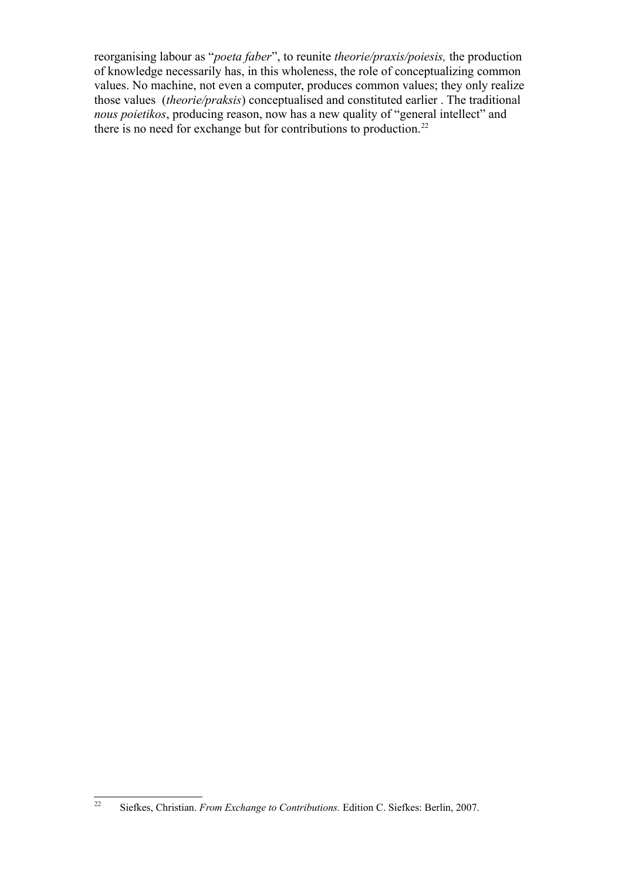reorganising labour as "*poeta faber*", to reunite *theorie/praxis/poiesis,* the production of knowledge necessarily has, in this wholeness, the role of conceptualizing common values. No machine, not even a computer, produces common values; they only realize those values (*theorie/praksis*) conceptualised and constituted earlier . The traditional *nous poietikos*, producing reason, now has a new quality of "general intellect" and there is no need for exchange but for contributions to production.[22]

---

[22] Siefkes, Christian. *From Exchange to Contributions.* Edition C. Siefkes: Berlin, 2007.